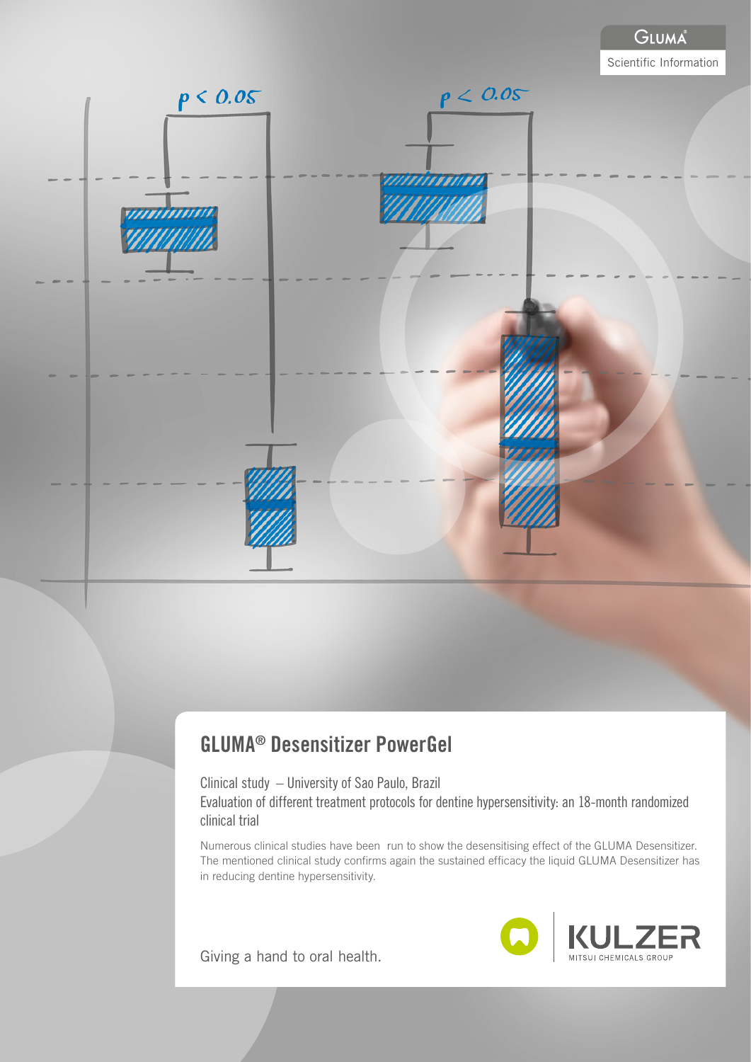GLUMA®

Scientific Information

# GLUMA® Desensitizer PowerGel

Clinical study – University of Sao Paulo, Brazil

Evaluation of different treatment protocols for dentine hypersensitivity: an 18-month randomized clinical trial

Numerous clinical studies have been run to show the desensitising effect of the GLUMA Desensitizer. The mentioned clinical study confirms again the sustained efficacy the liquid GLUMA Desensitizer has in reducing dentine hypersensitivity.

Giving a hand to oral health.

KULZER

MITSUI CHEMICALS GROUP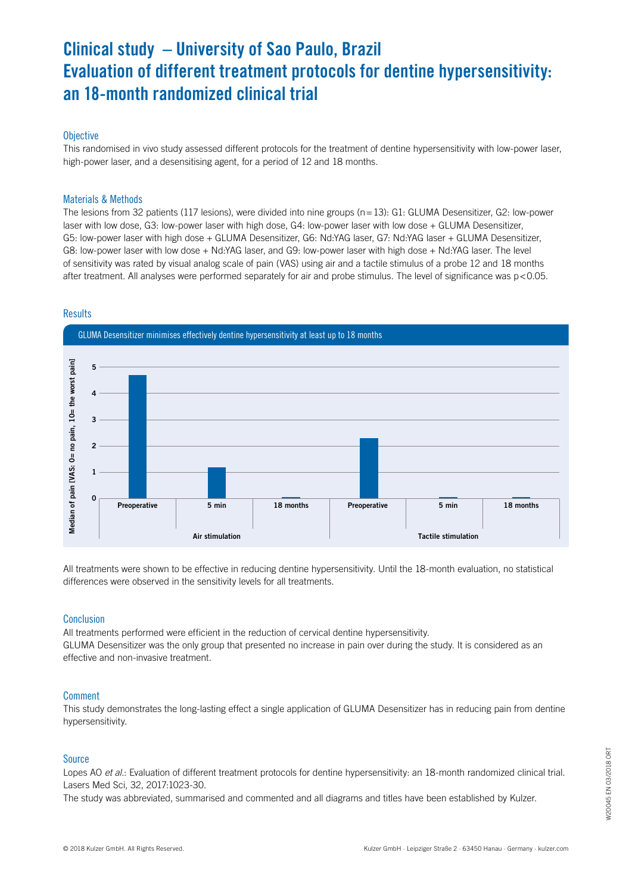# Clinical study – University of Sao Paulo, Brazil
# Evaluation of different treatment protocols for dentine hypersensitivity: an 18-month randomized clinical trial

## Objective

This randomised in vivo study assessed different protocols for the treatment of dentine hypersensitivity with low-power laser, high-power laser, and a desensitising agent, for a period of 12 and 18 months.

## Materials & Methods

The lesions from 32 patients (117 lesions), were divided into nine groups (n = 13): G1: GLUMA Desensitizer, G2: low-power laser with low dose, G3: low-power laser with high dose, G4: low-power laser with low dose + GLUMA Desensitizer, G5: low-power laser with high dose + GLUMA Desensitizer, G6: Nd:YAG laser, G7: Nd:YAG laser + GLUMA Desensitizer, G8: low-power laser with low dose + Nd:YAG laser, and G9: low-power laser with high dose + Nd:YAG laser. The level of sensitivity was rated by visual analog scale of pain (VAS) using air and a tactile stimulus of a probe 12 and 18 months after treatment. All analyses were performed separately for air and probe stimulus. The level of significance was $p < 0.05$.

## Results

GLUMA Desensitizer minimises effectively dentine hypersensitivity at least up to 18 months

Median of pain [VAS: 0= no pain, 10= the worst pain]

5
4
3
2
1
0

Preoperative
5 min
18 months
Air stimulation

Preoperative
5 min
18 months
Tactile stimulation

All treatments were shown to be effective in reducing dentine hypersensitivity. Until the 18-month evaluation, no statistical differences were observed in the sensitivity levels for all treatments.

## Conclusion

All treatments performed were efficient in the reduction of cervical dentine hypersensitivity.
GLUMA Desensitizer was the only group that presented no increase in pain over during the study. It is considered as an effective and non-invasive treatment.

## Comment

This study demonstrates the long-lasting effect a single application of GLUMA Desensitizer has in reducing pain from dentine hypersensitivity.

## Source

Lopes AO *et al.*: Evaluation of different treatment protocols for dentine hypersensitivity: an 18-month randomized clinical trial. Lasers Med Sci, 32, 2017:1023-30.

The study was abbreviated, summarised and commented and all diagrams and titles have been established by Kulzer.

W20045 EN 03/2018 ORT

© 2018 Kulzer GmbH. All Rights Reserved.

Kulzer GmbH · Leipziger Straße 2 · 63450 Hanau · Germany · kulzer.com